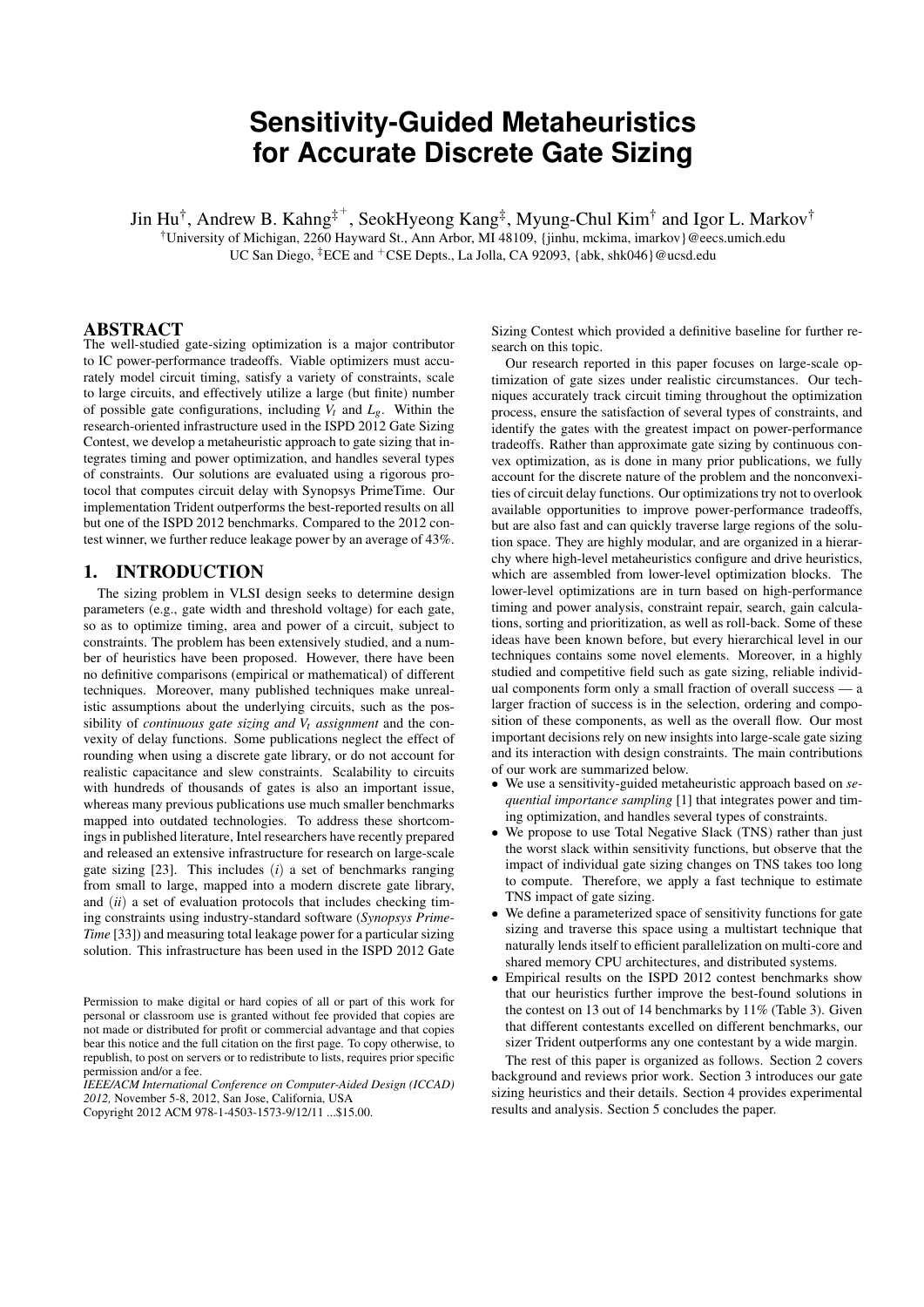# Sensitivity-Guided Metaheuristics for Accurate Discrete Gate Sizing

Jin Hu[†], Andrew B. Kahng[‡+], SeokHyeong Kang[‡], Myung-Chul Kim[†] and Igor L. Markov[†]

[†]University of Michigan, 2260 Hayward St., Ann Arbor, MI 48109, {jinhu, mckima, imarkov}@eecs.umich.edu
UC San Diego, [‡]ECE and [+]CSE Depts., La Jolla, CA 92093, {abk, shk046}@ucsd.edu

## ABSTRACT

The well-studied gate-sizing optimization is a major contributor to IC power-performance tradeoffs. Viable optimizers must accurately model circuit timing, satisfy a variety of constraints, scale to large circuits, and effectively utilize a large (but finite) number of possible gate configurations, including $V_t$ and $L_g$. Within the research-oriented infrastructure used in the ISPD 2012 Gate Sizing Contest, we develop a metaheuristic approach to gate sizing that integrates timing and power optimization, and handles several types of constraints. Our solutions are evaluated using a rigorous protocol that computes circuit delay with Synopsys PrimeTime. Our implementation Trident outperforms the best-reported results on all but one of the ISPD 2012 benchmarks. Compared to the 2012 contest winner, we further reduce leakage power by an average of 43%.

## 1. INTRODUCTION

The sizing problem in VLSI design seeks to determine design parameters (e.g., gate width and threshold voltage) for each gate, so as to optimize timing, area and power of a circuit, subject to constraints. The problem has been extensively studied, and a number of heuristics have been proposed. However, there have been no definitive comparisons (empirical or mathematical) of different techniques. Moreover, many published techniques make unrealistic assumptions about the underlying circuits, such as the possibility of *continuous gate sizing and $V_t$ assignment* and the convexity of delay functions. Some publications neglect the effect of rounding when using a discrete gate library, or do not account for realistic capacitance and slew constraints. Scalability to circuits with hundreds of thousands of gates is also an important issue, whereas many previous publications use much smaller benchmarks mapped into outdated technologies. To address these shortcomings in published literature, Intel researchers have recently prepared and released an extensive infrastructure for research on large-scale gate sizing [23]. This includes (*i*) a set of benchmarks ranging from small to large, mapped into a modern discrete gate library, and (*ii*) a set of evaluation protocols that includes checking timing constraints using industry-standard software (*Synopsys PrimeTime* [33]) and measuring total leakage power for a particular sizing solution. This infrastructure has been used in the ISPD 2012 Gate Sizing Contest which provided a definitive baseline for further research on this topic.

Our research reported in this paper focuses on large-scale optimization of gate sizes under realistic circumstances. Our techniques accurately track circuit timing throughout the optimization process, ensure the satisfaction of several types of constraints, and identify the gates with the greatest impact on power-performance tradeoffs. Rather than approximate gate sizing by continuous convex optimization, as is done in many prior publications, we fully account for the discrete nature of the problem and the nonconvexities of circuit delay functions. Our optimizations try not to overlook available opportunities to improve power-performance tradeoffs, but are also fast and can quickly traverse large regions of the solution space. They are highly modular, and are organized in a hierarchy where high-level metaheuristics configure and drive heuristics, which are assembled from lower-level optimization blocks. The lower-level optimizations are in turn based on high-performance timing and power analysis, constraint repair, search, gain calculations, sorting and prioritization, as well as roll-back. Some of these ideas have been known before, but every hierarchical level in our techniques contains some novel elements. Moreover, in a highly studied and competitive field such as gate sizing, reliable individual components form only a small fraction of overall success — a larger fraction of success is in the selection, ordering and composition of these components, as well as the overall flow. Our most important decisions rely on new insights into large-scale gate sizing and its interaction with design constraints. The main contributions of our work are summarized below.

- We use a sensitivity-guided metaheuristic approach based on *sequential importance sampling* [1] that integrates power and timing optimization, and handles several types of constraints.
- We propose to use Total Negative Slack (TNS) rather than just the worst slack within sensitivity functions, but observe that the impact of individual gate sizing changes on TNS takes too long to compute. Therefore, we apply a fast technique to estimate TNS impact of gate sizing.
- We define a parameterized space of sensitivity functions for gate sizing and traverse this space using a multistart technique that naturally lends itself to efficient parallelization on multi-core and shared memory CPU architectures, and distributed systems.
- Empirical results on the ISPD 2012 contest benchmarks show that our heuristics further improve the best-found solutions in the contest on 13 out of 14 benchmarks by 11% (Table 3). Given that different contestants excelled on different benchmarks, our sizer Trident outperforms any one contestant by a wide margin.

The rest of this paper is organized as follows. Section 2 covers background and reviews prior work. Section 3 introduces our gate sizing heuristics and their details. Section 4 provides experimental results and analysis. Section 5 concludes the paper.

Permission to make digital or hard copies of all or part of this work for personal or classroom use is granted without fee provided that copies are not made or distributed for profit or commercial advantage and that copies bear this notice and the full citation on the first page. To copy otherwise, to republish, to post on servers or to redistribute to lists, requires prior specific permission and/or a fee.
*IEEE/ACM International Conference on Computer-Aided Design (ICCAD) 2012,* November 5-8, 2012, San Jose, California, USA
Copyright 2012 ACM 978-1-4503-1573-9/12/11 ...$15.00.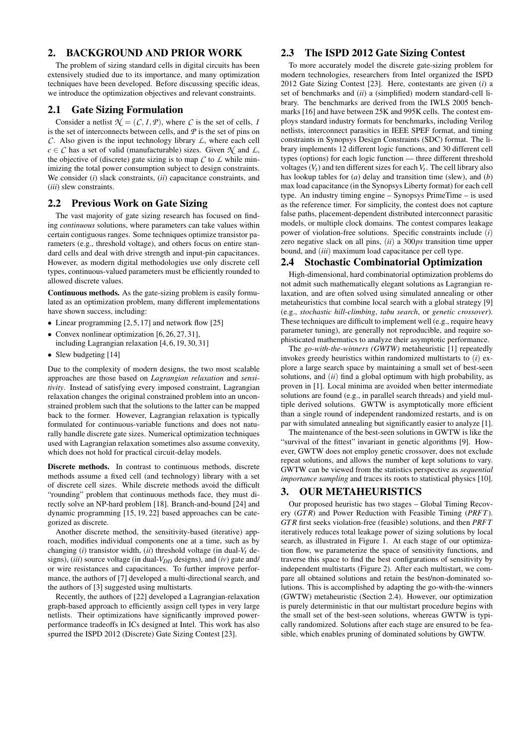## 2. BACKGROUND AND PRIOR WORK

The problem of sizing standard cells in digital circuits has been extensively studied due to its importance, and many optimization techniques have been developed. Before discussing specific ideas, we introduce the optimization objectives and relevant constraints.

## 2.1 Gate Sizing Formulation

Consider a netlist $\mathcal{N} = (\mathcal{C}, \mathcal{I}, \mathcal{P})$, where $\mathcal{C}$ is the set of cells, $\mathcal{I}$ is the set of interconnects between cells, and $\mathcal{P}$ is the set of pins on $\mathcal{C}$. Also given is the input technology library $\mathcal{L}$, where each cell $c \in \mathcal{C}$ has a set of valid (manufacturable) sizes. Given $\mathcal{N}$ and $\mathcal{L}$, the objective of (discrete) gate sizing is to map $\mathcal{C}$ to $\mathcal{L}$ while minimizing the total power consumption subject to design constraints. We consider (*i*) slack constraints, (*ii*) capacitance constraints, and (*iii*) slew constraints.

## 2.2 Previous Work on Gate Sizing

The vast majority of gate sizing research has focused on finding *continuous* solutions, where parameters can take values within certain contiguous ranges. Some techniques optimize transistor parameters (e.g., threshold voltage), and others focus on entire standard cells and deal with drive strength and input-pin capacitances. However, as modern digital methodologies use only discrete cell types, continuous-valued parameters must be efficiently rounded to allowed discrete values.

**Continuous methods.** As the gate-sizing problem is easily formulated as an optimization problem, many different implementations have shown success, including:

- Linear programming [2, 5, 17] and network flow [25]
- Convex nonlinear optimization [6, 26, 27, 31], including Lagrangian relaxation [4, 6, 19, 30, 31]
- Slew budgeting [14]

Due to the complexity of modern designs, the two most scalable approaches are those based on *Lagrangian relaxation* and *sensitivity*. Instead of satisfying every imposed constraint, Lagrangian relaxation changes the original constrained problem into an unconstrained problem such that the solutions to the latter can be mapped back to the former. However, Lagrangian relaxation is typically formulated for continuous-variable functions and does not naturally handle discrete gate sizes. Numerical optimization techniques used with Lagrangian relaxation sometimes also assume convexity, which does not hold for practical circuit-delay models.

**Discrete methods.** In contrast to continuous methods, discrete methods assume a fixed cell (and technology) library with a set of discrete cell sizes. While discrete methods avoid the difficult "rounding" problem that continuous methods face, they must directly solve an NP-hard problem [18]. Branch-and-bound [24] and dynamic programming [15, 19, 22] based approaches can be categorized as discrete.

Another discrete method, the sensitivity-based (iterative) approach, modifies individual components one at a time, such as by changing (*i*) transistor width, (*ii*) threshold voltage (in dual-$V_t$ designs), (*iii*) source voltage (in dual-$V_{DD}$ designs), and (*iv*) gate and/or wire resistances and capacitances. To further improve performance, the authors of [7] developed a multi-directional search, and the authors of [3] suggested using multistarts.

Recently, the authors of [22] developed a Lagrangian-relaxation graph-based approach to efficiently assign cell types in very large netlists. Their optimizations have significantly improved power-performance tradeoffs in ICs designed at Intel. This work has also spurred the ISPD 2012 (Discrete) Gate Sizing Contest [23].

## 2.3 The ISPD 2012 Gate Sizing Contest

To more accurately model the discrete gate-sizing problem for modern technologies, researchers from Intel organized the ISPD 2012 Gate Sizing Contest [23]. Here, contestants are given (*i*) a set of benchmarks and (*ii*) a (simplified) modern standard-cell library. The benchmarks are derived from the IWLS 2005 benchmarks [16] and have between 25K and 995K cells. The contest employs standard industry formats for benchmarks, including Verilog netlists, interconnect parasitics in IEEE SPEF format, and timing constraints in Synopsys Design Constraints (SDC) format. The library implements 12 different logic functions, and 30 different cell types (options) for each logic function — three different threshold voltages ($V_t$) and ten different sizes for each $V_t$. The cell library also has lookup tables for (*a*) delay and transition time (slew), and (*b*) max load capacitance (in the Synopsys Liberty format) for each cell type. An industry timing engine – Synopsys PrimeTime – is used as the reference timer. For simplicity, the contest does not capture false paths, placement-dependent distributed interconnect parasitic models, or multiple clock domains. The contest compares leakage power of violation-free solutions. Specific constraints include (*i*) zero negative slack on all pins, (*ii*) a 300*ps* transition time upper bound, and (*iii*) maximum load capacitance per cell type.

## 2.4 Stochastic Combinatorial Optimization

High-dimensional, hard combinatorial optimization problems do not admit such mathematically elegant solutions as Lagrangian relaxation, and are often solved using simulated annealing or other metaheuristics that combine local search with a global strategy [9] (e.g., *stochastic hill-climbing*, *tabu search*, or *genetic crossover*). These techniques are difficult to implement well (e.g., require heavy parameter tuning), are generally not reproducible, and require sophisticated mathematics to analyze their asymptotic performance.

The *go-with-the-winners (GWTW)* metaheuristic [1] repeatedly invokes greedy heuristics within randomized multistarts to (*i*) explore a large search space by maintaining a small set of best-seen solutions, and (*ii*) find a global optimum with high probability, as proven in [1]. Local minima are avoided when better intermediate solutions are found (e.g., in parallel search threads) and yield multiple derived solutions. GWTW is asymptotically more efficient than a single round of independent randomized restarts, and is on par with simulated annealing but significantly easier to analyze [1].

The maintenance of the best-seen solutions in GWTW is like the "survival of the fittest" invariant in genetic algorithms [9]. However, GWTW does not employ genetic crossover, does not exclude repeat solutions, and allows the number of kept solutions to vary. GWTW can be viewed from the statistics perspective as *sequential importance sampling* and traces its roots to statistical physics [10].

## 3. OUR METAHEURISTICS

Our proposed heuristic has two stages – Global Timing Recovery (*GTR*) and Power Reduction with Feasible Timing (*PRFT*). *GTR* first seeks violation-free (feasible) solutions, and then *PRFT* iteratively reduces total leakage power of sizing solutions by local search, as illustrated in Figure 1. At each stage of our optimization flow, we parameterize the space of sensitivity functions, and traverse this space to find the best configurations of sensitivity by independent multistarts (Figure 2). After each multistart, we compare all obtained solutions and retain the best/non-dominated solutions. This is accomplished by adapting the go-with-the-winners (GWTW) metaheuristic (Section 2.4). However, our optimization is purely deterministic in that our multistart procedure begins with the small set of the best-seen solutions, whereas GWTW is typically randomized. Solutions after each stage are ensured to be feasible, which enables pruning of dominated solutions by GWTW.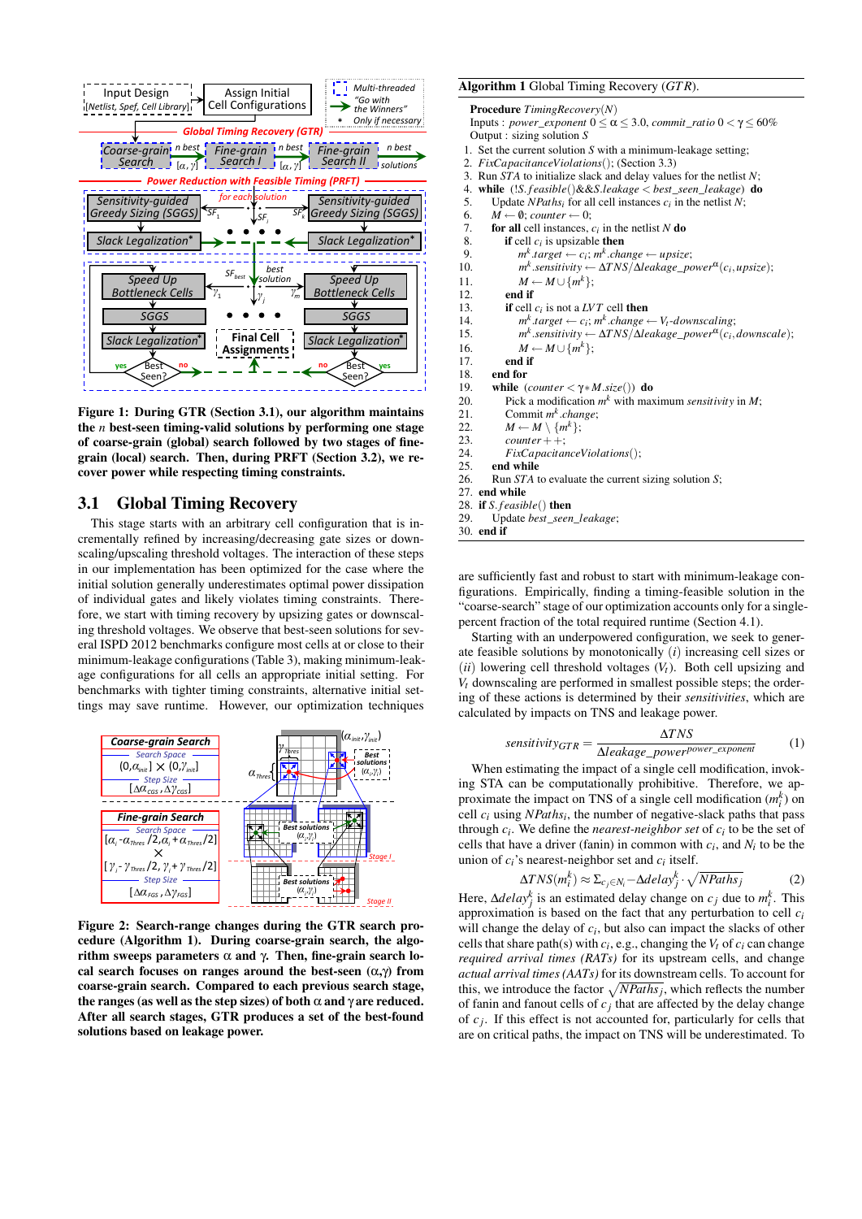**Figure 1: During GTR (Section 3.1), our algorithm maintains the $n$ best-seen timing-valid solutions by performing one stage of coarse-grain (global) search followed by two stages of fine-grain (local) search. Then, during PRFT (Section 3.2), we recover power while respecting timing constraints.**

## 3.1 Global Timing Recovery

This stage starts with an arbitrary cell configuration that is incrementally refined by increasing/decreasing gate sizes or downscaling/upscaling threshold voltages. The interaction of these steps in our implementation has been optimized for the case where the initial solution generally underestimates optimal power dissipation of individual gates and likely violates timing constraints. Therefore, we start with timing recovery by upsizing gates or downscaling threshold voltages. We observe that best-seen solutions for several ISPD 2012 benchmarks configure most cells at or close to their minimum-leakage configurations (Table 3), making minimum-leakage configurations for all cells an appropriate initial setting. For benchmarks with tighter timing constraints, alternative initial settings may save runtime. However, our optimization techniques

**Figure 2: Search-range changes during the GTR search procedure (Algorithm 1). During coarse-grain search, the algorithm sweeps parameters α and γ. Then, fine-grain search local search focuses on ranges around the best-seen (α,γ) from coarse-grain search. Compared to each previous search stage, the ranges (as well as the step sizes) of both α and γ are reduced. After all search stages, GTR produces a set of the best-found solutions based on leakage power.**

**Algorithm 1** Global Timing Recovery ($GTR$).

```
Procedure TimingRecovery(N)
Inputs : power_exponent 0 ≤ α ≤ 3.0, commit_ratio 0 < γ ≤ 60%
Output : sizing solution S
1.  Set the current solution S with a minimum-leakage setting;
2.  FixCapacitanceViolations(); (Section 3.3)
3.  Run STA to initialize slack and delay values for the netlist N;
4.  while (!S.feasible()&&S.leakage < best_seen_leakage) do
5.    Update NPaths_i for all cell instances c_i in the netlist N;
6.    M ← ∅; counter ← 0;
7.    for all cell instances, c_i in the netlist N do
8.      if cell c_i is upsizable then
9.        m^k.target ← c_i; m^k.change ← upsize;
10.       m^k.sensitivity ← ΔTNS/Δleakage_power^α(c_i, upsize);
11.       M ← M ∪ {m^k};
12.     end if
13.     if cell c_i is not a LVT cell then
14.       m^k.target ← c_i; m^k.change ← V_t-downscaling;
15.       m^k.sensitivity ← ΔTNS/Δleakage_power^α(c_i, downscale);
16.       M ← M ∪ {m^k};
17.     end if
18.   end for
19.   while (counter < γ∗M.size()) do
20.     Pick a modification m^k with maximum sensitivity in M;
21.     Commit m^k.change;
22.     M ← M \ {m^k};
23.     counter++;
24.     FixCapacitanceViolations();
25.   end while
26.   Run STA to evaluate the current sizing solution S;
27. end while
28. if S.feasible() then
29.   Update best_seen_leakage;
30. end if
```

are sufficiently fast and robust to start with minimum-leakage configurations. Empirically, finding a timing-feasible solution in the "coarse-search" stage of our optimization accounts only for a single-percent fraction of the total required runtime (Section 4.1).

Starting with an underpowered configuration, we seek to generate feasible solutions by monotonically ($i$) increasing cell sizes or ($ii$) lowering cell threshold voltages ($V_t$). Both cell upsizing and $V_t$ downscaling are performed in smallest possible steps; the ordering of these actions is determined by their *sensitivities*, which are calculated by impacts on TNS and leakage power.

$$sensitivity_{GTR} = \frac{\Delta TNS}{\Delta leakage\_power^{power\_exponent}} \quad (1)$$

When estimating the impact of a single cell modification, invoking STA can be computationally prohibitive. Therefore, we approximate the impact on TNS of a single cell modification ($m_i^k$) on cell $c_i$ using $NPaths_i$, the number of negative-slack paths that pass through $c_i$. We define the *nearest-neighbor set* of $c_i$ to be the set of cells that have a driver (fanin) in common with $c_i$, and $N_i$ to be the union of $c_i$'s nearest-neighbor set and $c_i$ itself.

$$\Delta TNS(m_i^k) \approx \Sigma_{c_j \in N_i} -\Delta delay_j^k \cdot \sqrt{NPaths_j} \quad (2)$$

Here, $\Delta delay_j^k$ is an estimated delay change on $c_j$ due to $m_i^k$. This approximation is based on the fact that any perturbation to cell $c_i$ will change the delay of $c_i$, but also can impact the slacks of other cells that share path(s) with $c_i$, e.g., changing the $V_t$ of $c_i$ can change *required arrival times (RATs)* for its upstream cells, and change *actual arrival times (AATs)* for its downstream cells. To account for this, we introduce the factor $\sqrt{NPaths_j}$, which reflects the number of fanin and fanout cells of $c_j$ that are affected by the delay change of $c_j$. If this effect is not accounted for, particularly for cells that are on critical paths, the impact on TNS will be underestimated. To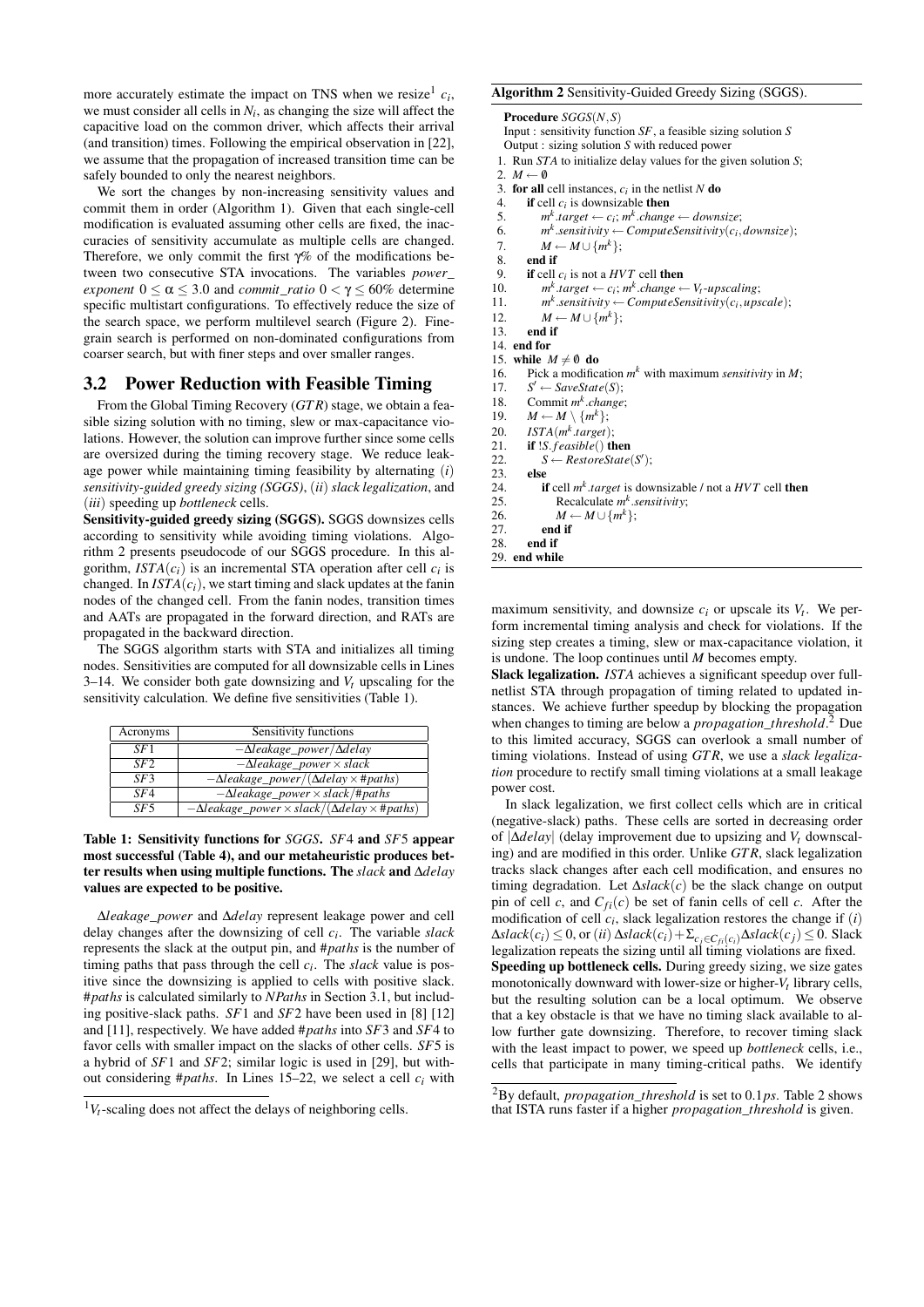more accurately estimate the impact on TNS when we resize[1] $c_i$, we must consider all cells in $N_i$, as changing the size will affect the capacitive load on the common driver, which affects their arrival (and transition) times. Following the empirical observation in [22], we assume that the propagation of increased transition time can be safely bounded to only the nearest neighbors.

We sort the changes by non-increasing sensitivity values and commit them in order (Algorithm 1). Given that each single-cell modification is evaluated assuming other cells are fixed, the inaccuracies of sensitivity accumulate as multiple cells are changed. Therefore, we only commit the first $\gamma$% of the modifications between two consecutive STA invocations. The variables *power_exponent* $0 \leq \alpha \leq 3.0$ and *commit_ratio* $0 < \gamma \leq 60\%$ determine specific multistart configurations. To effectively reduce the size of the search space, we perform multilevel search (Figure 2). Fine-grain search is performed on non-dominated configurations from coarser search, but with finer steps and over smaller ranges.

## 3.2 Power Reduction with Feasible Timing

From the Global Timing Recovery (*GTR*) stage, we obtain a feasible sizing solution with no timing, slew or max-capacitance violations. However, the solution can improve further since some cells are oversized during the timing recovery stage. We reduce leakage power while maintaining timing feasibility by alternating (*i*) *sensitivity-guided greedy sizing (SGGS)*, (*ii*) *slack legalization*, and (*iii*) speeding up *bottleneck* cells.

**Sensitivity-guided greedy sizing (SGGS).** SGGS downsizes cells according to sensitivity while avoiding timing violations. Algorithm 2 presents pseudocode of our SGGS procedure. In this algorithm, $ISTA(c_i)$ is an incremental STA operation after cell $c_i$ is changed. In $ISTA(c_i)$, we start timing and slack updates at the fanin nodes of the changed cell. From the fanin nodes, transition times and AATs are propagated in the forward direction, and RATs are propagated in the backward direction.

The SGGS algorithm starts with STA and initializes all timing nodes. Sensitivities are computed for all downsizable cells in Lines 3–14. We consider both gate downsizing and $V_t$ upscaling for the sensitivity calculation. We define five sensitivities (Table 1).

| Acronyms | Sensitivity functions |
|---|---|
| $SF1$ | $-\Delta leakage\_power/\Delta delay$ |
| $SF2$ | $-\Delta leakage\_power \times slack$ |
| $SF3$ | $-\Delta leakage\_power/(\Delta delay \times \#paths)$ |
| $SF4$ | $-\Delta leakage\_power \times slack/\#paths$ |
| $SF5$ | $-\Delta leakage\_power \times slack/(\Delta delay \times \#paths)$ |

**Table 1: Sensitivity functions for *SGGS*. *SF4* and *SF5* appear most successful (Table 4), and our metaheuristic produces better results when using multiple functions. The *slack* and $\Delta delay$ values are expected to be positive.**

$\Delta leakage\_power$ and $\Delta delay$ represent leakage power and cell delay changes after the downsizing of cell $c_i$. The variable *slack* represents the slack at the output pin, and *#paths* is the number of timing paths that pass through the cell $c_i$. The *slack* value is positive since the downsizing is applied to cells with positive slack. *#paths* is calculated similarly to *NPaths* in Section 3.1, but including positive-slack paths. *SF1* and *SF2* have been used in [8] [12] and [11], respectively. We have added *#paths* into *SF3* and *SF4* to favor cells with smaller impact on the slacks of other cells. *SF5* is a hybrid of *SF1* and *SF2*; similar logic is used in [29], but without considering *#paths*. In Lines 15–22, we select a cell $c_i$ with maximum sensitivity, and downsize $c_i$ or upscale its $V_t$. We perform incremental timing analysis and check for violations. If the sizing step creates a timing, slew or max-capacitance violation, it is undone. The loop continues until $M$ becomes empty.

[1] $V_t$-scaling does not affect the delays of neighboring cells.

**Algorithm 2** Sensitivity-Guided Greedy Sizing (SGGS).

```
Procedure SGGS(N, S)
Input : sensitivity function SF, a feasible sizing solution S
Output : sizing solution S with reduced power
1.  Run STA to initialize delay values for the given solution S;
2.  M ← ∅
3.  for all cell instances, c_i in the netlist N do
4.      if cell c_i is downsizable then
5.          m^k.target ← c_i; m^k.change ← downsize;
6.          m^k.sensitivity ← ComputeSensitivity(c_i, downsize);
7.          M ← M ∪ {m^k};
8.      end if
9.      if cell c_i is not a HVT cell then
10.         m^k.target ← c_i; m^k.change ← V_t-upscaling;
11.         m^k.sensitivity ← ComputeSensitivity(c_i, upscale);
12.         M ← M ∪ {m^k};
13.     end if
14. end for
15. while M ≠ ∅ do
16.     Pick a modification m^k with maximum sensitivity in M;
17.     S' ← SaveState(S);
18.     Commit m^k.change;
19.     M ← M \ {m^k};
20.     ISTA(m^k.target);
21.     if !S.feasible() then
22.         S ← RestoreState(S');
23.     else
24.         if cell m^k.target is downsizable / not a HVT cell then
25.             Recalculate m^k.sensitivity;
26.             M ← M ∪ {m^k};
27.         end if
28.     end if
29. end while
```

**Slack legalization.** *ISTA* achieves a significant speedup over full-netlist STA through propagation of timing related to updated instances. We achieve further speedup by blocking the propagation when changes to timing are below a *propagation_threshold*.[2] Due to this limited accuracy, SGGS can overlook a small number of timing violations. Instead of using *GTR*, we use a *slack legalization* procedure to rectify small timing violations at a small leakage power cost.

In slack legalization, we first collect cells which are in critical (negative-slack) paths. These cells are sorted in decreasing order of $|\Delta delay|$ (delay improvement due to upsizing and $V_t$ downscaling) and are modified in this order. Unlike *GTR*, slack legalization tracks slack changes after each cell modification, and ensures no timing degradation. Let $\Delta slack(c)$ be the slack change on output pin of cell $c$, and $C_{fi}(c)$ be set of fanin cells of cell $c$. After the modification of cell $c_i$, slack legalization restores the change if (*i*) $\Delta slack(c_i) \leq 0$, or (*ii*) $\Delta slack(c_i) + \Sigma_{c_j \in C_{fi}(c_i)} \Delta slack(c_j) \leq 0$. Slack legalization repeats the sizing until all timing violations are fixed.

**Speeding up bottleneck cells.** During greedy sizing, we size gates monotonically downward with lower-size or higher-$V_t$ library cells, but the resulting solution can be a local optimum. We observe that a key obstacle is that we have no timing slack available to allow further gate downsizing. Therefore, to recover timing slack with the least impact to power, we speed up *bottleneck* cells, i.e., cells that participate in many timing-critical paths. We identify

[2] By default, *propagation_threshold* is set to 0.1*ps*. Table 2 shows that ISTA runs faster if a higher *propagation_threshold* is given.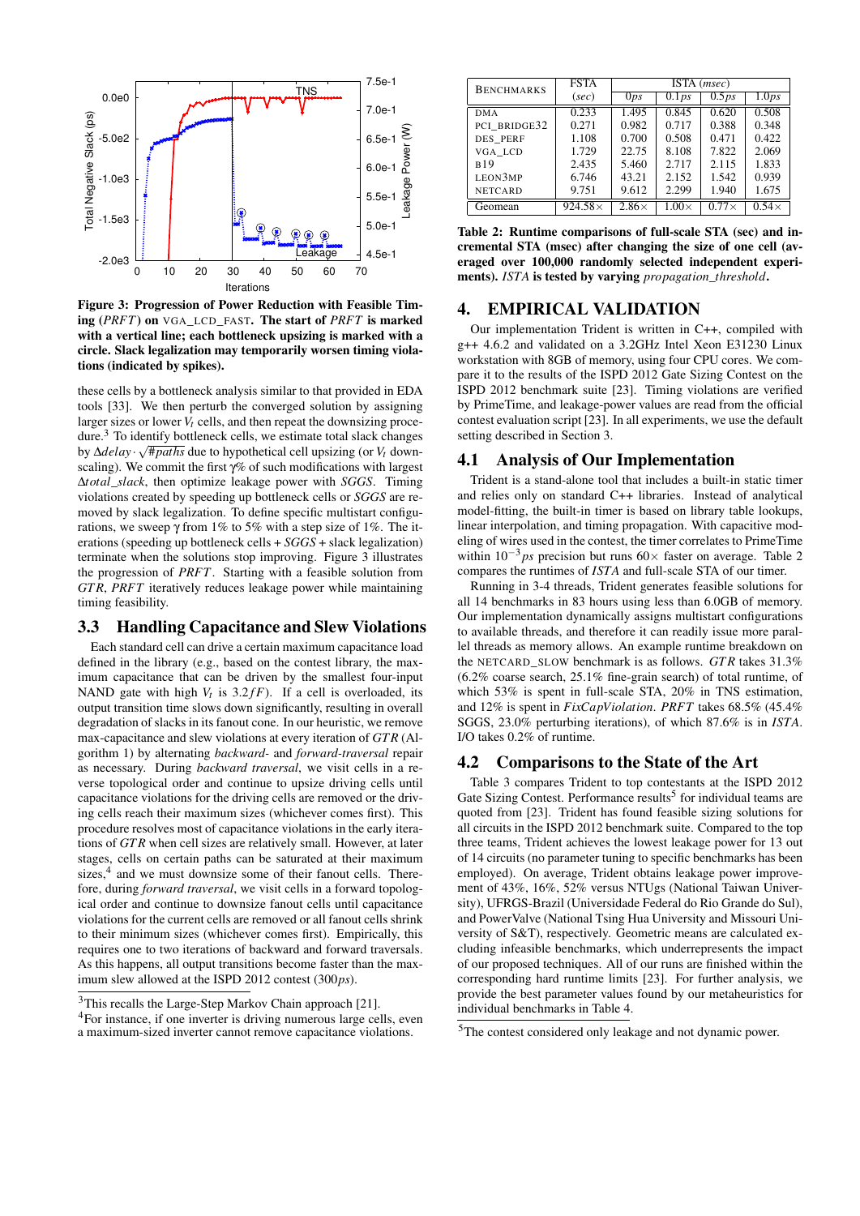**Figure 3: Progression of Power Reduction with Feasible Timing (*PRFT*) on VGA_LCD_FAST. The start of *PRFT* is marked with a vertical line; each bottleneck upsizing is marked with a circle. Slack legalization may temporarily worsen timing violations (indicated by spikes).**

these cells by a bottleneck analysis similar to that provided in EDA tools [33]. We then perturb the converged solution by assigning larger sizes or lower $V_t$ cells, and then repeat the downsizing procedure.[3] To identify bottleneck cells, we estimate total slack changes by $\Delta delay \cdot \sqrt{\#paths}$ due to hypothetical cell upsizing (or $V_t$ downscaling). We commit the first $\gamma\%$ of such modifications with largest $\Delta total\_slack$, then optimize leakage power with *SGGS*. Timing violations created by speeding up bottleneck cells or *SGGS* are removed by slack legalization. To define specific multistart configurations, we sweep $\gamma$ from 1% to 5% with a step size of 1%. The iterations (speeding up bottleneck cells + *SGGS* + slack legalization) terminate when the solutions stop improving. Figure 3 illustrates the progression of *PRFT*. Starting with a feasible solution from *GTR*, *PRFT* iteratively reduces leakage power while maintaining timing feasibility.

## 3.3 Handling Capacitance and Slew Violations

Each standard cell can drive a certain maximum capacitance load defined in the library (e.g., based on the contest library, the maximum capacitance that can be driven by the smallest four-input NAND gate with high $V_t$ is $3.2fF$). If a cell is overloaded, its output transition time slows down significantly, resulting in overall degradation of slacks in its fanout cone. In our heuristic, we remove max-capacitance and slew violations at every iteration of *GTR* (Algorithm 1) by alternating *backward*- and *forward-traversal* repair as necessary. During *backward traversal*, we visit cells in a reverse topological order and continue to upsize driving cells until capacitance violations for the driving cells are removed or the driving cells reach their maximum sizes (whichever comes first). This procedure resolves most of capacitance violations in the early iterations of *GTR* when cell sizes are relatively small. However, at later stages, cells on certain paths can be saturated at their maximum sizes,[4] and we must downsize some of their fanout cells. Therefore, during *forward traversal*, we visit cells in a forward topological order and continue to downsize fanout cells until capacitance violations for the current cells are removed or all fanout cells shrink to their minimum sizes (whichever comes first). Empirically, this requires one to two iterations of backward and forward traversals. As this happens, all output transitions become faster than the maximum slew allowed at the ISPD 2012 contest (300$ps$).

[3] This recalls the Large-Step Markov Chain approach [21].
[4] For instance, if one inverter is driving numerous large cells, even a maximum-sized inverter cannot remove capacitance violations.

| BENCHMARKS | FSTA (sec) | ISTA (msec) | | | |
|---|---|---|---|---|---|
| | | 0$ps$ | 0.1$ps$ | 0.5$ps$ | 1.0$ps$ |
| DMA | 0.233 | 1.495 | 0.845 | 0.620 | 0.508 |
| PCI_BRIDGE32 | 0.271 | 0.982 | 0.717 | 0.388 | 0.348 |
| DES_PERF | 1.108 | 0.700 | 0.508 | 0.471 | 0.422 |
| VGA_LCD | 1.729 | 22.75 | 8.108 | 7.822 | 2.069 |
| B19 | 2.435 | 5.460 | 2.717 | 2.115 | 1.833 |
| LEON3MP | 6.746 | 43.21 | 2.152 | 1.542 | 0.939 |
| NETCARD | 9.751 | 9.612 | 2.299 | 1.940 | 1.675 |
| Geomean | 924.58× | 2.86× | 1.00× | 0.77× | 0.54× |

**Table 2: Runtime comparisons of full-scale STA (sec) and incremental STA (msec) after changing the size of one cell (averaged over 100,000 randomly selected independent experiments). *ISTA* is tested by varying *propagation_threshold*.**

# 4. EMPIRICAL VALIDATION

Our implementation Trident is written in C++, compiled with g++ 4.6.2 and validated on a 3.2GHz Intel Xeon E31230 Linux workstation with 8GB of memory, using four CPU cores. We compare it to the results of the ISPD 2012 Gate Sizing Contest on the ISPD 2012 benchmark suite [23]. Timing violations are verified by PrimeTime, and leakage-power values are read from the official contest evaluation script [23]. In all experiments, we use the default setting described in Section 3.

## 4.1 Analysis of Our Implementation

Trident is a stand-alone tool that includes a built-in static timer and relies only on standard C++ libraries. Instead of analytical model-fitting, the built-in timer is based on library table lookups, linear interpolation, and timing propagation. With capacitive modeling of wires used in the contest, the timer correlates to PrimeTime within $10^{-3}ps$ precision but runs 60× faster on average. Table 2 compares the runtimes of *ISTA* and full-scale STA of our timer.

Running in 3-4 threads, Trident generates feasible solutions for all 14 benchmarks in 83 hours using less than 6.0GB of memory. Our implementation dynamically assigns multistart configurations to available threads, and therefore it can readily issue more parallel threads as memory allows. An example runtime breakdown on the NETCARD_SLOW benchmark is as follows. *GTR* takes 31.3% (6.2% coarse search, 25.1% fine-grain search) of total runtime, of which 53% is spent in full-scale STA, 20% in TNS estimation, and 12% is spent in *FixCapViolation*. *PRFT* takes 68.5% (45.4% SGGS, 23.0% perturbing iterations), of which 87.6% is in *ISTA*. I/O takes 0.2% of runtime.

## 4.2 Comparisons to the State of the Art

Table 3 compares Trident to top contestants at the ISPD 2012 Gate Sizing Contest. Performance results[5] for individual teams are quoted from [23]. Trident has found feasible sizing solutions for all circuits in the ISPD 2012 benchmark suite. Compared to the top three teams, Trident achieves the lowest leakage power for 13 out of 14 circuits (no parameter tuning to specific benchmarks has been employed). On average, Trident obtains leakage power improvement of 43%, 16%, 52% versus NTUgs (National Taiwan University), UFRGS-Brazil (Universidade Federal do Rio Grande do Sul), and PowerValve (National Tsing Hua University and Missouri University of S&T), respectively. Geometric means are calculated excluding infeasible benchmarks, which underrepresents the impact of our proposed techniques. All of our runs are finished within the corresponding hard runtime limits [23]. For further analysis, we provide the best parameter values found by our metaheuristics for individual benchmarks in Table 4.

[5] The contest considered only leakage and not dynamic power.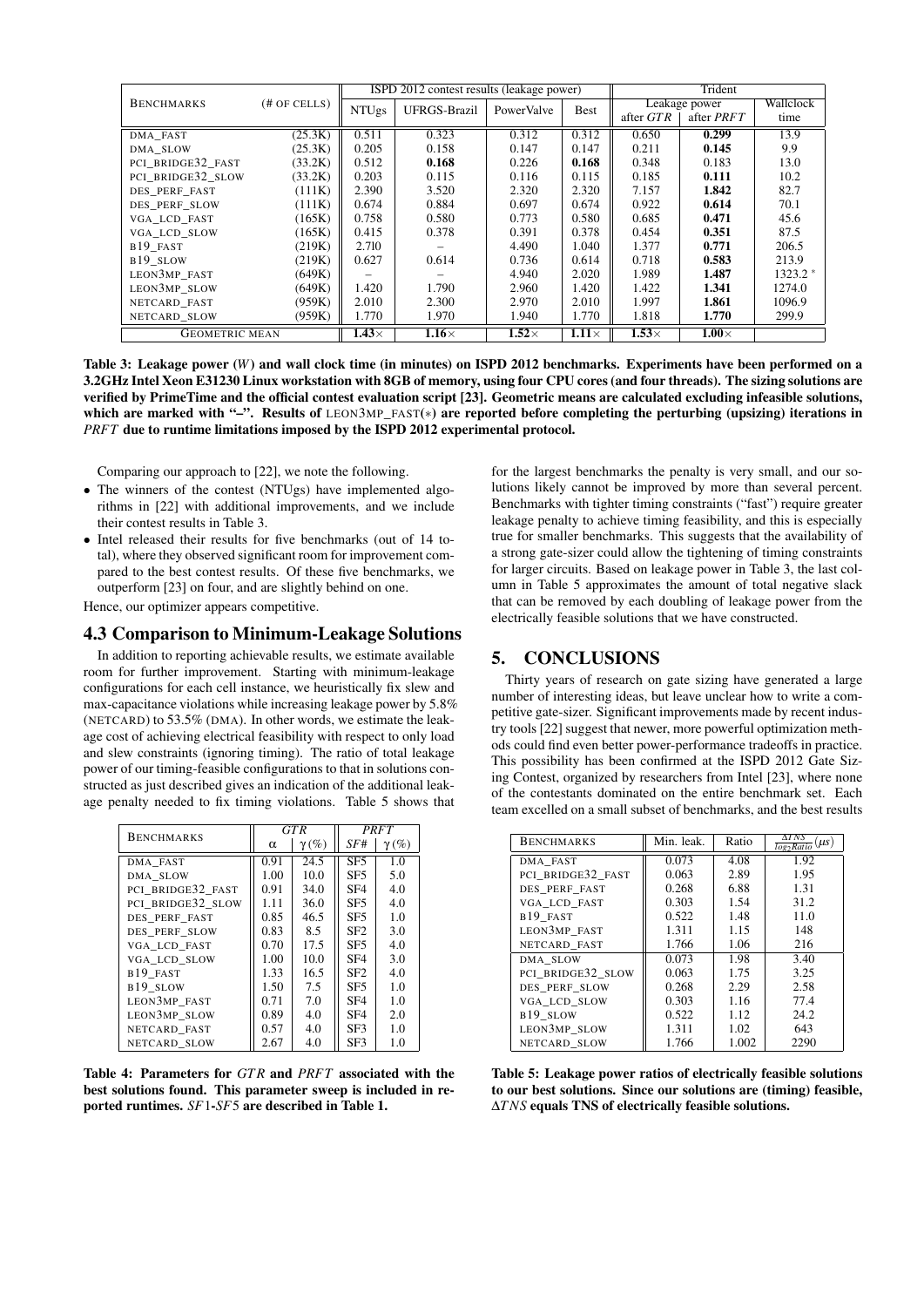| BENCHMARKS | (# OF CELLS) | ISPD 2012 contest results (leakage power) | | | | Trident | | |
|---|---|---|---|---|---|---|---|---|
| | | NTUgs | UFRGS-Brazil | PowerValve | Best | Leakage power | | Wallclock |
| | | | | | | after $GTR$ | after $PRFT$ | time |
| DMA_FAST | (25.3K) | 0.511 | 0.323 | 0.312 | 0.312 | 0.650 | **0.299** | 13.9 |
| DMA_SLOW | (25.3K) | 0.205 | 0.158 | 0.147 | 0.147 | 0.211 | **0.145** | 9.9 |
| PCI_BRIDGE32_FAST | (33.2K) | 0.512 | **0.168** | 0.226 | **0.168** | 0.348 | 0.183 | 13.0 |
| PCI_BRIDGE32_SLOW | (33.2K) | 0.203 | 0.115 | 0.116 | 0.115 | 0.185 | **0.111** | 10.2 |
| DES_PERF_FAST | (111K) | 2.390 | 3.520 | 2.320 | 2.320 | 7.157 | **1.842** | 82.7 |
| DES_PERF_SLOW | (111K) | 0.674 | 0.884 | 0.697 | 0.674 | 0.922 | **0.614** | 70.1 |
| VGA_LCD_FAST | (165K) | 0.758 | 0.580 | 0.773 | 0.580 | 0.685 | **0.471** | 45.6 |
| VGA_LCD_SLOW | (165K) | 0.415 | 0.378 | 0.391 | 0.378 | 0.454 | **0.351** | 87.5 |
| B19_FAST | (219K) | 2.710 | – | 4.490 | 1.040 | 1.377 | **0.771** | 206.5 |
| B19_SLOW | (219K) | 0.627 | 0.614 | 0.736 | 0.614 | 0.718 | **0.583** | 213.9 |
| LEON3MP_FAST | (649K) | – | – | 4.940 | 2.020 | 1.989 | **1.487** | 1323.2 * |
| LEON3MP_SLOW | (649K) | 1.420 | 1.790 | 2.960 | 1.420 | 1.422 | **1.341** | 1274.0 |
| NETCARD_FAST | (959K) | 2.010 | 2.300 | 2.970 | 2.010 | 1.997 | **1.861** | 1096.9 |
| NETCARD_SLOW | (959K) | 1.770 | 1.970 | 1.940 | 1.770 | 1.818 | **1.770** | 299.9 |
| GEOMETRIC MEAN | | **1.43×** | **1.16×** | **1.52×** | **1.11×** | **1.53×** | **1.00×** | |

**Table 3: Leakage power ($W$) and wall clock time (in minutes) on ISPD 2012 benchmarks. Experiments have been performed on a 3.2GHz Intel Xeon E31230 Linux workstation with 8GB of memory, using four CPU cores (and four threads). The sizing solutions are verified by PrimeTime and the official contest evaluation script [23]. Geometric means are calculated excluding infeasible solutions, which are marked with "–". Results of LEON3MP_FAST(∗) are reported before completing the perturbing (upsizing) iterations in $PRFT$ due to runtime limitations imposed by the ISPD 2012 experimental protocol.**

Comparing our approach to [22], we note the following.

- The winners of the contest (NTUgs) have implemented algorithms in [22] with additional improvements, and we include their contest results in Table 3.
- Intel released their results for five benchmarks (out of 14 total), where they observed significant room for improvement compared to the best contest results. Of these five benchmarks, we outperform [23] on four, and are slightly behind on one.

Hence, our optimizer appears competitive.

## 4.3 Comparison to Minimum-Leakage Solutions

In addition to reporting achievable results, we estimate available room for further improvement. Starting with minimum-leakage configurations for each cell instance, we heuristically fix slew and max-capacitance violations while increasing leakage power by 5.8% (NETCARD) to 53.5% (DMA). In other words, we estimate the leakage cost of achieving electrical feasibility with respect to only load and slew constraints (ignoring timing). The ratio of total leakage power of our timing-feasible configurations to that in solutions constructed as just described gives an indication of the additional leakage penalty needed to fix timing violations. Table 5 shows that for the largest benchmarks the penalty is very small, and our solutions likely cannot be improved by more than several percent. Benchmarks with tighter timing constraints ("fast") require greater leakage penalty to achieve timing feasibility, and this is especially true for smaller benchmarks. This suggests that the availability of a strong gate-sizer could allow the tightening of timing constraints for larger circuits. Based on leakage power in Table 3, the last column in Table 5 approximates the amount of total negative slack that can be removed by each doubling of leakage power from the electrically feasible solutions that we have constructed.

| BENCHMARKS | $GTR$ | | $PRFT$ | |
|---|---|---|---|---|
| | $\alpha$ | $\gamma(\%)$ | $SF\#$ | $\gamma(\%)$ |
| DMA_FAST | 0.91 | 24.5 | SF5 | 1.0 |
| DMA_SLOW | 1.00 | 10.0 | SF5 | 5.0 |
| PCI_BRIDGE32_FAST | 0.91 | 34.0 | SF4 | 4.0 |
| PCI_BRIDGE32_SLOW | 1.11 | 36.0 | SF5 | 4.0 |
| DES_PERF_FAST | 0.85 | 46.5 | SF5 | 1.0 |
| DES_PERF_SLOW | 0.83 | 8.5 | SF2 | 3.0 |
| VGA_LCD_FAST | 0.70 | 17.5 | SF5 | 4.0 |
| VGA_LCD_SLOW | 1.00 | 10.0 | SF4 | 3.0 |
| B19_FAST | 1.33 | 16.5 | SF2 | 4.0 |
| B19_SLOW | 1.50 | 7.5 | SF5 | 1.0 |
| LEON3MP_FAST | 0.71 | 7.0 | SF4 | 1.0 |
| LEON3MP_SLOW | 0.89 | 4.0 | SF4 | 2.0 |
| NETCARD_FAST | 0.57 | 4.0 | SF3 | 1.0 |
| NETCARD_SLOW | 2.67 | 4.0 | SF3 | 1.0 |

**Table 4: Parameters for $GTR$ and $PRFT$ associated with the best solutions found. This parameter sweep is included in reported runtimes. $SF1$-$SF5$ are described in Table 1.**

## 5. CONCLUSIONS

Thirty years of research on gate sizing have generated a large number of interesting ideas, but leave unclear how to write a competitive gate-sizer. Significant improvements made by recent industry tools [22] suggest that newer, more powerful optimization methods could find even better power-performance tradeoffs in practice. This possibility has been confirmed at the ISPD 2012 Gate Sizing Contest, organized by researchers from Intel [23], where none of the contestants dominated on the entire benchmark set. Each team excelled on a small subset of benchmarks, and the best results

| BENCHMARKS | Min. leak. | Ratio | $\frac{\Delta TNS}{\log_2 Ratio}(\mu s)$ |
|---|---|---|---|
| DMA_FAST | 0.073 | 4.08 | 1.92 |
| PCI_BRIDGE32_FAST | 0.063 | 2.89 | 1.95 |
| DES_PERF_FAST | 0.268 | 6.88 | 1.31 |
| VGA_LCD_FAST | 0.303 | 1.54 | 31.2 |
| B19_FAST | 0.522 | 1.48 | 11.0 |
| LEON3MP_FAST | 1.311 | 1.15 | 148 |
| NETCARD_FAST | 1.766 | 1.06 | 216 |
| DMA_SLOW | 0.073 | 1.98 | 3.40 |
| PCI_BRIDGE32_SLOW | 0.063 | 1.75 | 3.25 |
| DES_PERF_SLOW | 0.268 | 2.29 | 2.58 |
| VGA_LCD_SLOW | 0.303 | 1.16 | 77.4 |
| B19_SLOW | 0.522 | 1.12 | 24.2 |
| LEON3MP_SLOW | 1.311 | 1.02 | 643 |
| NETCARD_SLOW | 1.766 | 1.002 | 2290 |

**Table 5: Leakage power ratios of electrically feasible solutions to our best solutions. Since our solutions are (timing) feasible, $\Delta TNS$ equals TNS of electrically feasible solutions.**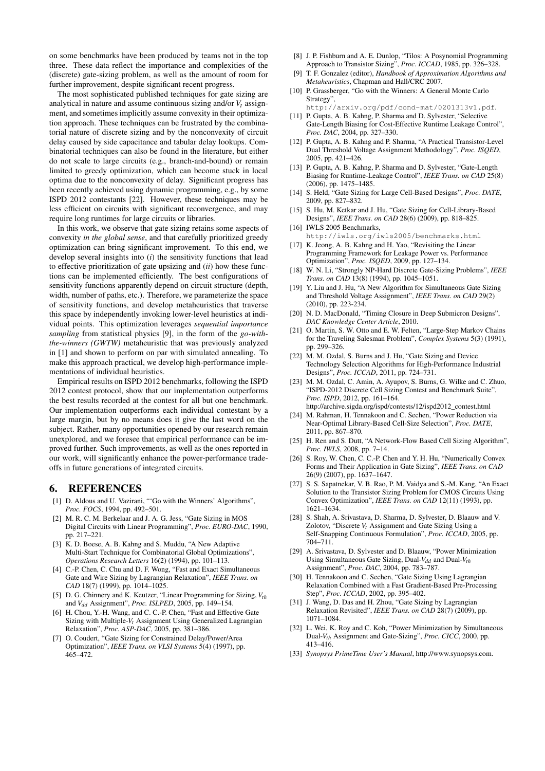on some benchmarks have been produced by teams not in the top three. These data reflect the importance and complexities of the (discrete) gate-sizing problem, as well as the amount of room for further improvement, despite significant recent progress.

The most sophisticated published techniques for gate sizing are analytical in nature and assume continuous sizing and/or $V_t$ assignment, and sometimes implicitly assume convexity in their optimization approach. These techniques can be frustrated by the combinatorial nature of discrete sizing and by the nonconvexity of circuit delay caused by side capacitance and tabular delay lookups. Combinatorial techniques can also be found in the literature, but either do not scale to large circuits (e.g., branch-and-bound) or remain limited to greedy optimization, which can become stuck in local optima due to the nonconvexity of delay. Significant progress has been recently achieved using dynamic programming, e.g., by some ISPD 2012 contestants [22]. However, these techniques may be less efficient on circuits with significant reconvergence, and may require long runtimes for large circuits or libraries.

In this work, we observe that gate sizing retains some aspects of convexity *in the global sense*, and that carefully prioritized greedy optimization can bring significant improvement. To this end, we develop several insights into (*i*) the sensitivity functions that lead to effective prioritization of gate upsizing and (*ii*) how these functions can be implemented efficiently. The best configurations of sensitivity functions apparently depend on circuit structure (depth, width, number of paths, etc.). Therefore, we parameterize the space of sensitivity functions, and develop metaheuristics that traverse this space by independently invoking lower-level heuristics at individual points. This optimization leverages *sequential importance sampling* from statistical physics [9], in the form of the *go-with-the-winners (GWTW)* metaheuristic that was previously analyzed in [1] and shown to perform on par with simulated annealing. To make this approach practical, we develop high-performance implementations of individual heuristics.

Empirical results on ISPD 2012 benchmarks, following the ISPD 2012 contest protocol, show that our implementation outperforms the best results recorded at the contest for all but one benchmark. Our implementation outperforms each individual contestant by a large margin, but by no means does it give the last word on the subject. Rather, many opportunities opened by our research remain unexplored, and we foresee that empirical performance can be improved further. Such improvements, as well as the ones reported in our work, will significantly enhance the power-performance tradeoffs in future generations of integrated circuits.

## 6. REFERENCES

[1] D. Aldous and U. Vazirani, "'Go with the Winners' Algorithms", *Proc. FOCS*, 1994, pp. 492–501.

[2] M. R. C. M. Berkelaar and J. A. G. Jess, "Gate Sizing in MOS Digital Circuits with Linear Programming", *Proc. EURO-DAC*, 1990, pp. 217–221.

[3] K. D. Boese, A. B. Kahng and S. Muddu, "A New Adaptive Multi-Start Technique for Combinatorial Global Optimizations", *Operations Research Letters* 16(2) (1994), pp. 101–113.

[4] C.-P. Chen, C. Chu and D. F. Wong, "Fast and Exact Simultaneous Gate and Wire Sizing by Lagrangian Relaxation", *IEEE Trans. on CAD* 18(7) (1999), pp. 1014–1025.

[5] D. G. Chinnery and K. Keutzer, "Linear Programming for Sizing, $V_{th}$ and $V_{dd}$ Assignment", *Proc. ISLPED*, 2005, pp. 149–154.

[6] H. Chou, Y.-H. Wang, and C. C.-P. Chen, "Fast and Effective Gate Sizing with Multiple-$V_t$ Assignment Using Generalized Lagrangian Relaxation", *Proc. ASP-DAC*, 2005, pp. 381–386.

[7] O. Coudert, "Gate Sizing for Constrained Delay/Power/Area Optimization", *IEEE Trans. on VLSI Systems* 5(4) (1997), pp. 465–472.

[8] J. P. Fishburn and A. E. Dunlop, "Tilos: A Posynomial Programming Approach to Transistor Sizing", *Proc. ICCAD*, 1985, pp. 326–328.

[9] T. F. Gonzalez (editor), *Handbook of Approximation Algorithms and Metaheuristics*, Chapman and Hall/CRC 2007.

[10] P. Grassberger, "Go with the Winners: A General Monte Carlo Strategy", http://arxiv.org/pdf/cond-mat/0201313v1.pdf.

[11] P. Gupta, A. B. Kahng, P. Sharma and D. Sylvester, "Selective Gate-Length Biasing for Cost-Effective Runtime Leakage Control", *Proc. DAC*, 2004, pp. 327–330.

[12] P. Gupta, A. B. Kahng and P. Sharma, "A Practical Transistor-Level Dual Threshold Voltage Assignment Methodology", *Proc. ISQED*, 2005, pp. 421–426.

[13] P. Gupta, A. B. Kahng, P. Sharma and D. Sylvester, "Gate-Length Biasing for Runtime-Leakage Control", *IEEE Trans. on CAD* 25(8) (2006), pp. 1475–1485.

[14] S. Held, "Gate Sizing for Large Cell-Based Designs", *Proc. DATE*, 2009, pp. 827–832.

[15] S. Hu, M. Ketkar and J. Hu, "Gate Sizing for Cell-Library-Based Designs", *IEEE Trans. on CAD* 28(6) (2009), pp. 818–825.

[16] IWLS 2005 Benchmarks, http://iwls.org/iwls2005/benchmarks.html

[17] K. Jeong, A. B. Kahng and H. Yao, "Revisiting the Linear Programming Framework for Leakage Power vs. Performance Optimization", *Proc. ISQED*, 2009, pp. 127–134.

[18] W. N. Li, "Strongly NP-Hard Discrete Gate-Sizing Problems", *IEEE Trans. on CAD* 13(8) (1994), pp. 1045–1051.

[19] Y. Liu and J. Hu, "A New Algorithm for Simultaneous Gate Sizing and Threshold Voltage Assignment", *IEEE Trans. on CAD* 29(2) (2010), pp. 223-234.

[20] N. D. MacDonald, "Timing Closure in Deep Submicron Designs", *DAC Knowledge Center Article*, 2010.

[21] O. Martin, S. W. Otto and E. W. Felten, "Large-Step Markov Chains for the Traveling Salesman Problem", *Complex Systems* 5(3) (1991), pp. 299–326.

[22] M. M. Ozdal, S. Burns and J. Hu, "Gate Sizing and Device Technology Selection Algorithms for High-Performance Industrial Designs", *Proc. ICCAD*, 2011, pp. 724–731.

[23] M. M. Ozdal, C. Amin, A. Ayupov, S. Burns, G. Wilke and C. Zhuo, "ISPD-2012 Discrete Cell Sizing Contest and Benchmark Suite", *Proc. ISPD*, 2012, pp. 161–164. http://archive.sigda.org/ispd/contests/12/ispd2012_contest.html

[24] M. Rahman, H. Tennakoon and C. Sechen, "Power Reduction via Near-Optimal Library-Based Cell-Size Selection", *Proc. DATE*, 2011, pp. 867–870.

[25] H. Ren and S. Dutt, "A Network-Flow Based Cell Sizing Algorithm", *Proc. IWLS*, 2008, pp. 7–14.

[26] S. Roy, W. Chen, C. C.-P. Chen and Y. H. Hu, "Numerically Convex Forms and Their Application in Gate Sizing", *IEEE Trans. on CAD* 26(9) (2007), pp. 1637–1647.

[27] S. S. Sapatnekar, V. B. Rao, P. M. Vaidya and S.-M. Kang, "An Exact Solution to the Transistor Sizing Problem for CMOS Circuits Using Convex Optimization", *IEEE Trans. on CAD* 12(11) (1993), pp. 1621–1634.

[28] S. Shah, A. Srivastava, D. Sharma, D. Sylvester, D. Blaauw and V. Zolotov, "Discrete $V_t$ Assignment and Gate Sizing Using a Self-Snapping Continuous Formulation", *Proc. ICCAD*, 2005, pp. 704–711.

[29] A. Srivastava, D. Sylvester and D. Blaauw, "Power Minimization Using Simultaneous Gate Sizing, Dual-$V_{dd}$ and Dual-$V_{th}$ Assignment", *Proc. DAC*, 2004, pp. 783–787.

[30] H. Tennakoon and C. Sechen, "Gate Sizing Using Lagrangian Relaxation Combined with a Fast Gradient-Based Pre-Processing Step", *Proc. ICCAD*, 2002, pp. 395–402.

[31] J. Wang, D. Das and H. Zhou, "Gate Sizing by Lagrangian Relaxation Revisited", *IEEE Trans. on CAD* 28(7) (2009), pp. 1071–1084.

[32] L. Wei, K. Roy and C. Koh, "Power Minimization by Simultaneous Dual-$V_{th}$ Assignment and Gate-Sizing", *Proc. CICC*, 2000, pp. 413–416.

[33] *Synopsys PrimeTime User's Manual*, http://www.synopsys.com.